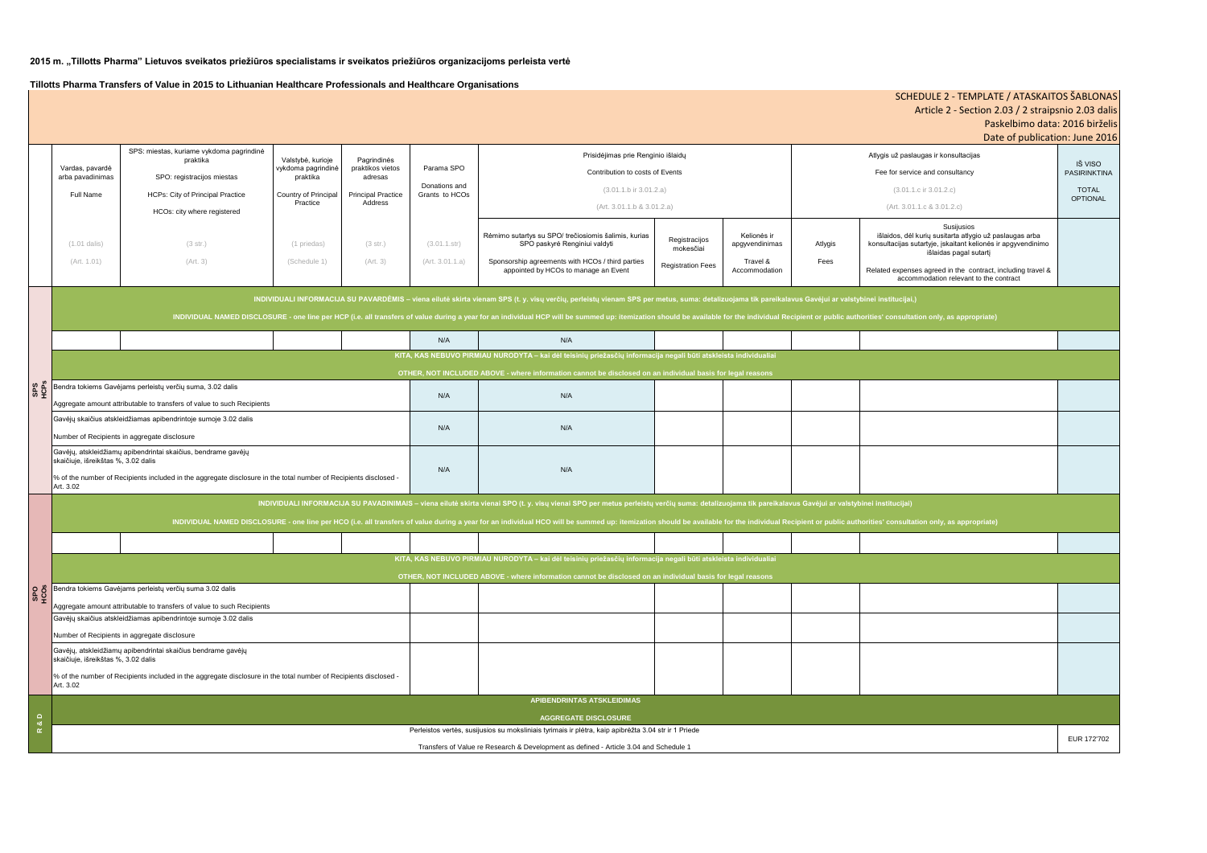**2015 m. „Tillotts Pharma" Lietuvos sveikatos priežiūros specialistams ir sveikatos priežiūros organizacijoms perleista vertė**

**Tillotts Pharma Transfers of Value in 2015 to Lithuanian Healthcare Professionals and Healthcare Organisations**

SCHEDULE 2 - TEMPLATE / ATASKAITOS ŠABLONAS
Article 2 - Section 2.03 / 2 straipsnio 2.03 dalis
Paskelbimo data: 2016 birželis
Date of publication: June 2016

| | Vardas, pavardė arba pavadinimas<br>Full Name | SPS: miestas, kuriame vykdoma pagrindinė praktika<br>SPO: registracijos miestas<br>HCPs: City of Principal Practice<br>HCOs: city where registered | Valstybė, kurioje vykdoma pagrindinė praktika<br>Country of Principal Practice | Pagrindinės praktikos vietos adresas<br>Principal Practice Address | Parama SPO<br>Donations and Grants to HCOs | Prisidėjimas prie Renginio išlaidų<br>Contribution to costs of Events<br>(3.01.1.b ir 3.01.2.a)<br>(Art. 3.01.1.b & 3.01.2.a) | | | Atlygis už paslaugas ir konsultacijas<br>Fee for service and consultancy<br>(3.01.1.c ir 3.01.2.c)<br>(Art. 3.01.1.c & 3.01.2.c) | | IŠ VISO PASIRINKTINA<br>TOTAL OPTIONAL |
|---|---|---|---|---|---|---|---|---|---|---|---|
| | (1.01 dalis)<br>(Art. 1.01) | (3 str.)<br>(Art. 3) | (1 priedas)<br>(Schedule 1) | (3 str.)<br>(Art. 3) | (3.01.1.str)<br>(Art. 3.01.1.a) | Rėmimo sutartys su SPO/ trečiosiomis šalimis, kurias SPO paskyrė Renginiui valdyti<br>Sponsorship agreements with HCOs / third parties appointed by HCOs to manage an Event | Registracijos mokesčiai<br>Registration Fees | Kelionės ir apgyvendinimas<br>Travel & Accommodation | Atlygis<br>Fees | Susijusios išlaidos, dėl kurių susitarta atlygio už paslaugas arba konsultacijas sutartyje, įskaitant kelionės ir apgyvendinimo išlaidas pagal sutartį<br>Related expenses agreed in the contract, including travel & accommodation relevant to the contract | |
| SPS HCPs | **INDIVIDUALI INFORMACIJA SU PAVARDĖMIS – viena eilutė skirta vienam SPS (t. y. visų verčių, perleistų vienam SPS per metus, suma: detalizuojama tik pareikalavus Gavėjui ar valstybinei institucijai.)**<br>**INDIVIDUAL NAMED DISCLOSURE - one line per HCP (i.e. all transfers of value during a year for an individual HCP will be summed up: itemization should be available for the individual Recipient or public authorities' consultation only, as appropriate)** | | | | | | | | | | |
| | | | | | N/A | N/A | | | | | |
| | **KITA, KAS NEBUVO PIRMIAU NURODYTA – kai dėl teisinių priežasčių informacija negali būti atskleista individualiai**<br>**OTHER, NOT INCLUDED ABOVE - where information cannot be disclosed on an individual basis for legal reasons** | | | | | | | | | | |
| | Bendra tokiems Gavėjams perleistų verčių suma 3.02 dalis<br>Aggregate amount attributable to transfers of value to such Recipients | | | | N/A | N/A | | | | | |
| | Gavėjų skaičius atskleidžiamas apibendrintoje sumoje 3.02 dalis<br>Number of Recipients in aggregate disclosure | | | | N/A | N/A | | | | | |
| | Gavėjų, atskleidžiamų apibendrintai skaičius, bendrame gavėjų skaičiuje, išreikštas %, 3.02 dalis<br>% of the number of Recipients included in the aggregate disclosure in the total number of Recipients disclosed - Art. 3.02 | | | | N/A | N/A | | | | | |
| SPO HCOs | **INDIVIDUALI INFORMACIJA SU PAVADINIMAIS – viena eilutė skirta vienai SPO (t. y. visų vienai SPO per metus perleistų verčių suma: detalizuojama tik pareikalavus Gavėjui ar valstybinei institucijai)**<br>**INDIVIDUAL NAMED DISCLOSURE - one line per HCO (i.e. all transfers of value during a year for an individual HCO will be summed up: itemization should be available for the individual Recipient or public authorities' consultation only, as appropriate)** | | | | | | | | | | |
| | | | | | | | | | | | |
| | **KITA, KAS NEBUVO PIRMIAU NURODYTA – kai dėl teisinių priežasčių informacija negali būti atskleista individualiai**<br>**OTHER, NOT INCLUDED ABOVE - where information cannot be disclosed on an individual basis for legal reasons** | | | | | | | | | | |
| | Bendra tokiems Gavėjams perleistų verčių suma 3.02 dalis<br>Aggregate amount attributable to transfers of value to such Recipients | | | | | | | | | | |
| | Gavėjų skaičius atskleidžiamas apibendrintoje sumoje 3.02 dalis<br>Number of Recipients in aggregate disclosure | | | | | | | | | | |
| | Gavėjų, atskleidžiamų apibendrintai skaičius, bendrame gavėjų skaičiuje, išreikštas %, 3.02 dalis<br>% of the number of Recipients included in the aggregate disclosure in the total number of Recipients disclosed - Art. 3.02 | | | | | | | | | | |
| R & D | **APIBENDRINTAS ATSKLEIDIMAS**<br>**AGGREGATE DISCLOSURE** | | | | | | | | | | |
| | Perleistos vertės, susijusios su moksliniais tyrimais ir plėtra, kaip apibrėžta 3.04 str ir 1 Priede<br>Transfers of Value re Research & Development as defined - Article 3.04 and Schedule 1 | | | | | | | | | | EUR 172'702 |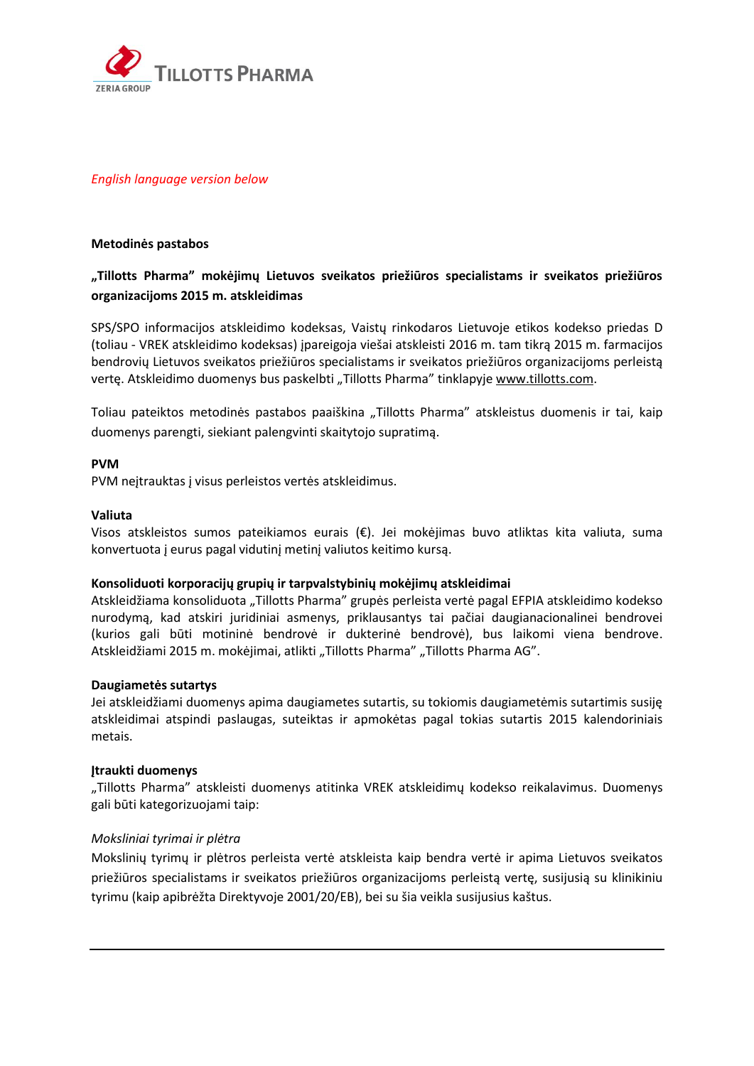*English language version below*

**Metodinės pastabos**

**„Tillotts Pharma" mokėjimų Lietuvos sveikatos priežiūros specialistams ir sveikatos priežiūros organizacijoms 2015 m. atskleidimas**

SPS/SPO informacijos atskleidimo kodeksas, Vaistų rinkodaros Lietuvoje etikos kodekso priedas D (toliau - VREK atskleidimo kodeksas) įpareigoja viešai atskleisti 2016 m. tam tikrą 2015 m. farmacijos bendrovių Lietuvos sveikatos priežiūros specialistams ir sveikatos priežiūros organizacijoms perleistą vertę. Atskleidimo duomenys bus paskelbti „Tillotts Pharma" tinklapyje www.tillotts.com.

Toliau pateiktos metodinės pastabos paaiškina „Tillotts Pharma" atskleistus duomenis ir tai, kaip duomenys parengti, siekiant palengvinti skaitytojo supratimą.

**PVM**
PVM neįtrauktas į visus perleistos vertės atskleidimus.

**Valiuta**
Visos atskleistos sumos pateikiamos eurais (€). Jei mokėjimas buvo atliktas kita valiuta, suma konvertuota į eurus pagal vidutinį metinį valiutos keitimo kursą.

**Konsoliduoti korporacijų grupių ir tarpvalstybinių mokėjimų atskleidimai**
Atskleidžiama konsoliduota „Tillotts Pharma" grupės perleista vertė pagal EFPIA atskleidimo kodekso nurodymą, kad atskiri juridiniai asmenys, priklausantys tai pačiai daugianacionalinei bendrovei (kurios gali būti motininė bendrovė ir dukterinė bendrovė), bus laikomi viena bendrove. Atskleidžiami 2015 m. mokėjimai, atlikti „Tillotts Pharma" „Tillotts Pharma AG".

**Daugiametės sutartys**
Jei atskleidžiami duomenys apima daugiametes sutartis, su tokiomis daugiametėmis sutartimis susiję atskleidimai atspindi paslaugas, suteiktas ir apmokėtas pagal tokias sutartis 2015 kalendoriniais metais.

**Įtraukti duomenys**
„Tillotts Pharma" atskleisti duomenys atitinka VREK atskleidimų kodekso reikalavimus. Duomenys gali būti kategorizuojami taip:

*Moksliniai tyrimai ir plėtra*
Mokslinių tyrimų ir plėtros perleista vertė atskleista kaip bendra vertė ir apima Lietuvos sveikatos priežiūros specialistams ir sveikatos priežiūros organizacijoms perleistą vertę, susijusią su klinikiniu tyrimu (kaip apibrėžta Direktyvoje 2001/20/EB), bei su šia veikla susijusius kaštus.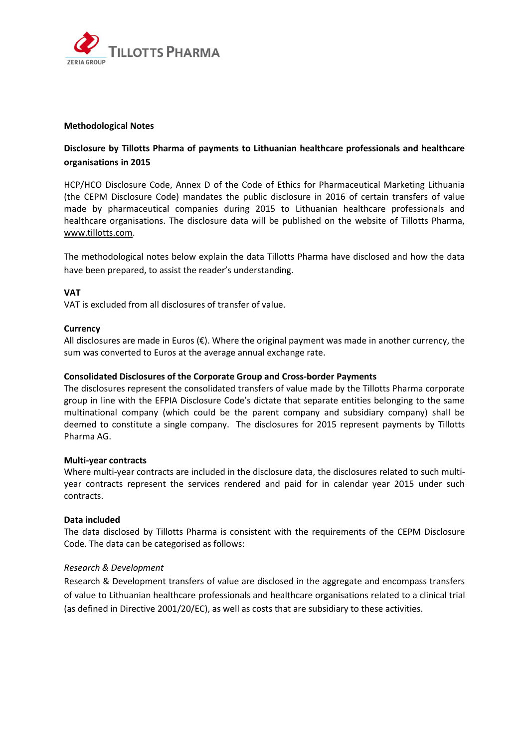**Methodological Notes**

**Disclosure by Tillotts Pharma of payments to Lithuanian healthcare professionals and healthcare organisations in 2015**

HCP/HCO Disclosure Code, Annex D of the Code of Ethics for Pharmaceutical Marketing Lithuania (the CEPM Disclosure Code) mandates the public disclosure in 2016 of certain transfers of value made by pharmaceutical companies during 2015 to Lithuanian healthcare professionals and healthcare organisations. The disclosure data will be published on the website of Tillotts Pharma, www.tillotts.com.

The methodological notes below explain the data Tillotts Pharma have disclosed and how the data have been prepared, to assist the reader's understanding.

**VAT**

VAT is excluded from all disclosures of transfer of value.

**Currency**

All disclosures are made in Euros (€). Where the original payment was made in another currency, the sum was converted to Euros at the average annual exchange rate.

**Consolidated Disclosures of the Corporate Group and Cross-border Payments**

The disclosures represent the consolidated transfers of value made by the Tillotts Pharma corporate group in line with the EFPIA Disclosure Code's dictate that separate entities belonging to the same multinational company (which could be the parent company and subsidiary company) shall be deemed to constitute a single company. The disclosures for 2015 represent payments by Tillotts Pharma AG.

**Multi-year contracts**

Where multi-year contracts are included in the disclosure data, the disclosures related to such multi-year contracts represent the services rendered and paid for in calendar year 2015 under such contracts.

**Data included**

The data disclosed by Tillotts Pharma is consistent with the requirements of the CEPM Disclosure Code. The data can be categorised as follows:

*Research & Development*

Research & Development transfers of value are disclosed in the aggregate and encompass transfers of value to Lithuanian healthcare professionals and healthcare organisations related to a clinical trial (as defined in Directive 2001/20/EC), as well as costs that are subsidiary to these activities.